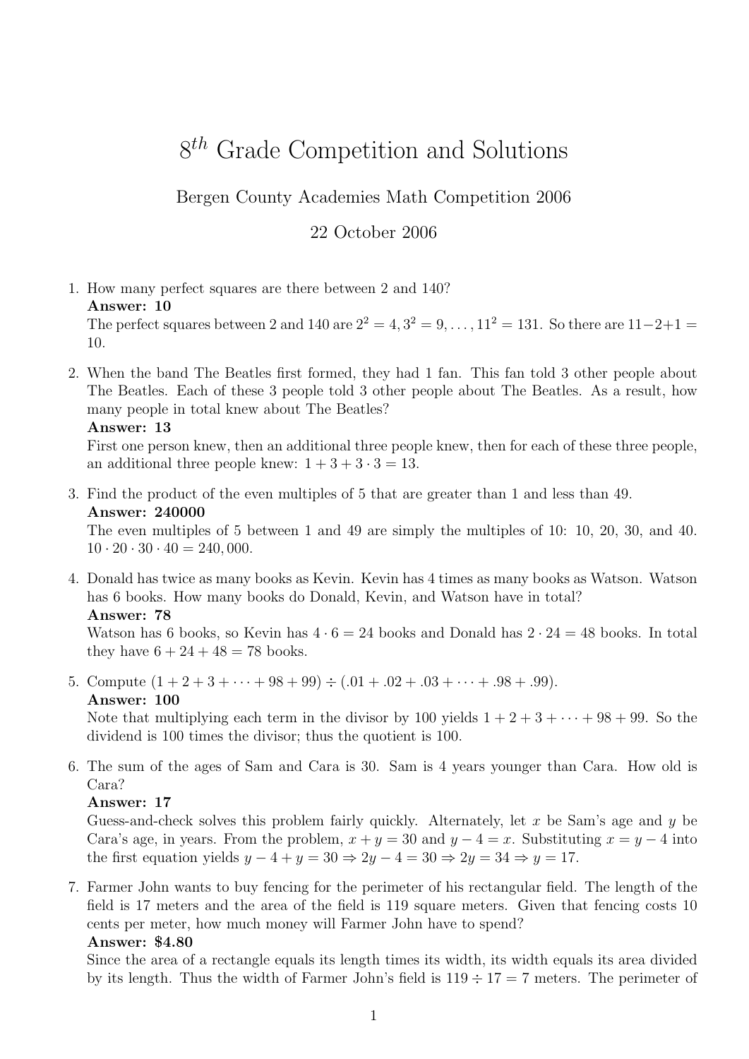# $8^{th}$ Grade Competition and Solutions

Bergen County Academies Math Competition 2006

22 October 2006

1. How many perfect squares are there between 2 and 140?
   **Answer: 10**
   The perfect squares between 2 and 140 are $2^2 = 4, 3^2 = 9, \ldots, 11^2 = 131$. So there are $11-2+1 = 10$.

2. When the band The Beatles first formed, they had 1 fan. This fan told 3 other people about The Beatles. Each of these 3 people told 3 other people about The Beatles. As a result, how many people in total knew about The Beatles?
   **Answer: 13**
   First one person knew, then an additional three people knew, then for each of these three people, an additional three people knew: $1 + 3 + 3 \cdot 3 = 13$.

3. Find the product of the even multiples of 5 that are greater than 1 and less than 49.
   **Answer: 240000**
   The even multiples of 5 between 1 and 49 are simply the multiples of 10: 10, 20, 30, and 40. $10 \cdot 20 \cdot 30 \cdot 40 = 240,000$.

4. Donald has twice as many books as Kevin. Kevin has 4 times as many books as Watson. Watson has 6 books. How many books do Donald, Kevin, and Watson have in total?
   **Answer: 78**
   Watson has 6 books, so Kevin has $4 \cdot 6 = 24$ books and Donald has $2 \cdot 24 = 48$ books. In total they have $6 + 24 + 48 = 78$ books.

5. Compute $(1 + 2 + 3 + \cdots + 98 + 99) \div (.01 + .02 + .03 + \cdots + .98 + .99)$.
   **Answer: 100**
   Note that multiplying each term in the divisor by 100 yields $1 + 2 + 3 + \cdots + 98 + 99$. So the dividend is 100 times the divisor; thus the quotient is 100.

6. The sum of the ages of Sam and Cara is 30. Sam is 4 years younger than Cara. How old is Cara?
   **Answer: 17**
   Guess-and-check solves this problem fairly quickly. Alternately, let $x$ be Sam's age and $y$ be Cara's age, in years. From the problem, $x + y = 30$ and $y - 4 = x$. Substituting $x = y - 4$ into the first equation yields $y - 4 + y = 30 \Rightarrow 2y - 4 = 30 \Rightarrow 2y = 34 \Rightarrow y = 17$.

7. Farmer John wants to buy fencing for the perimeter of his rectangular field. The length of the field is 17 meters and the area of the field is 119 square meters. Given that fencing costs 10 cents per meter, how much money will Farmer John have to spend?
   **Answer: \$4.80**
   Since the area of a rectangle equals its length times its width, its width equals its area divided by its length. Thus the width of Farmer John's field is $119 \div 17 = 7$ meters. The perimeter of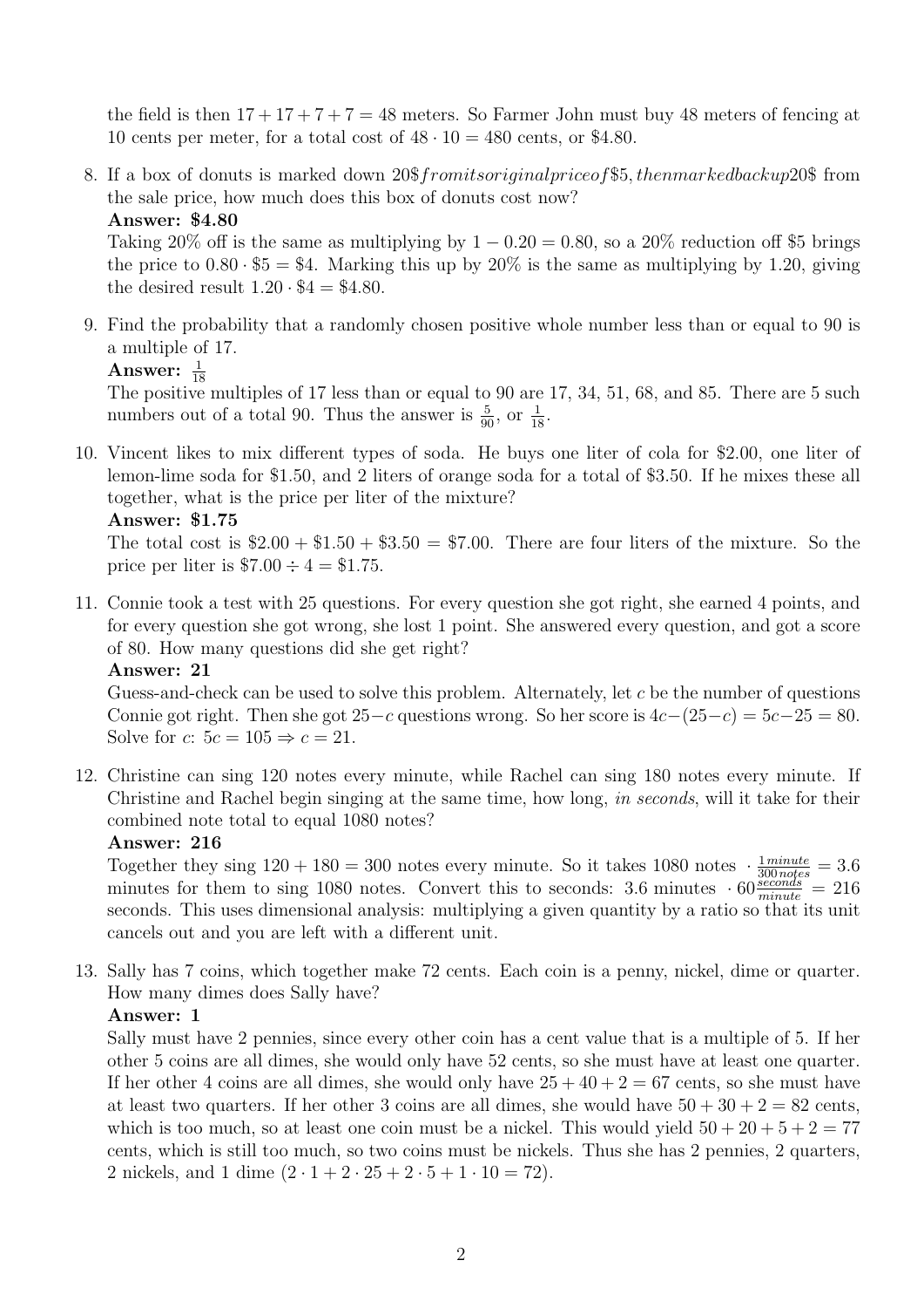the field is then $17 + 17 + 7 + 7 = 48$ meters. So Farmer John must buy 48 meters of fencing at 10 cents per meter, for a total cost of $48 \cdot 10 = 480$ cents, or \$4.80.

8. If a box of donuts is marked down 20$fromitsoriginalpriceof$5, thenmarkedbackup20$ from the sale price, how much does this box of donuts cost now?
   **Answer: \$4.80**
   Taking 20% off is the same as multiplying by $1 - 0.20 = 0.80$, so a 20% reduction off \$5 brings the price to $0.80 \cdot \$5 = \$4$. Marking this up by 20% is the same as multiplying by 1.20, giving the desired result $1.20 \cdot \$4 = \$4.80$.

9. Find the probability that a randomly chosen positive whole number less than or equal to 90 is a multiple of 17.
   **Answer:** $\frac{1}{18}$
   The positive multiples of 17 less than or equal to 90 are 17, 34, 51, 68, and 85. There are 5 such numbers out of a total 90. Thus the answer is $\frac{5}{90}$, or $\frac{1}{18}$.

10. Vincent likes to mix different types of soda. He buys one liter of cola for \$2.00, one liter of lemon-lime soda for \$1.50, and 2 liters of orange soda for a total of \$3.50. If he mixes these all together, what is the price per liter of the mixture?
    **Answer: \$1.75**
    The total cost is $\$2.00 + \$1.50 + \$3.50 = \$7.00$. There are four liters of the mixture. So the price per liter is $\$7.00 \div 4 = \$1.75$.

11. Connie took a test with 25 questions. For every question she got right, she earned 4 points, and for every question she got wrong, she lost 1 point. She answered every question, and got a score of 80. How many questions did she get right?
    **Answer: 21**
    Guess-and-check can be used to solve this problem. Alternately, let $c$ be the number of questions Connie got right. Then she got $25-c$ questions wrong. So her score is $4c-(25-c) = 5c-25 = 80$. Solve for $c$: $5c = 105 \Rightarrow c = 21$.

12. Christine can sing 120 notes every minute, while Rachel can sing 180 notes every minute. If Christine and Rachel begin singing at the same time, how long, *in seconds*, will it take for their combined note total to equal 1080 notes?
    **Answer: 216**
    Together they sing $120 + 180 = 300$ notes every minute. So it takes 1080 notes $\cdot \frac{1\,minute}{300\,notes} = 3.6$ minutes for them to sing 1080 notes. Convert this to seconds: 3.6 minutes $\cdot\, 60 \frac{seconds}{minute} = 216$ seconds. This uses dimensional analysis: multiplying a given quantity by a ratio so that its unit cancels out and you are left with a different unit.

13. Sally has 7 coins, which together make 72 cents. Each coin is a penny, nickel, dime or quarter. How many dimes does Sally have?
    **Answer: 1**
    Sally must have 2 pennies, since every other coin has a cent value that is a multiple of 5. If her other 5 coins are all dimes, she would only have 52 cents, so she must have at least one quarter. If her other 4 coins are all dimes, she would only have $25 + 40 + 2 = 67$ cents, so she must have at least two quarters. If her other 3 coins are all dimes, she would have $50 + 30 + 2 = 82$ cents, which is too much, so at least one coin must be a nickel. This would yield $50 + 20 + 5 + 2 = 77$ cents, which is still too much, so two coins must be nickels. Thus she has 2 pennies, 2 quarters, 2 nickels, and 1 dime $(2 \cdot 1 + 2 \cdot 25 + 2 \cdot 5 + 1 \cdot 10 = 72)$.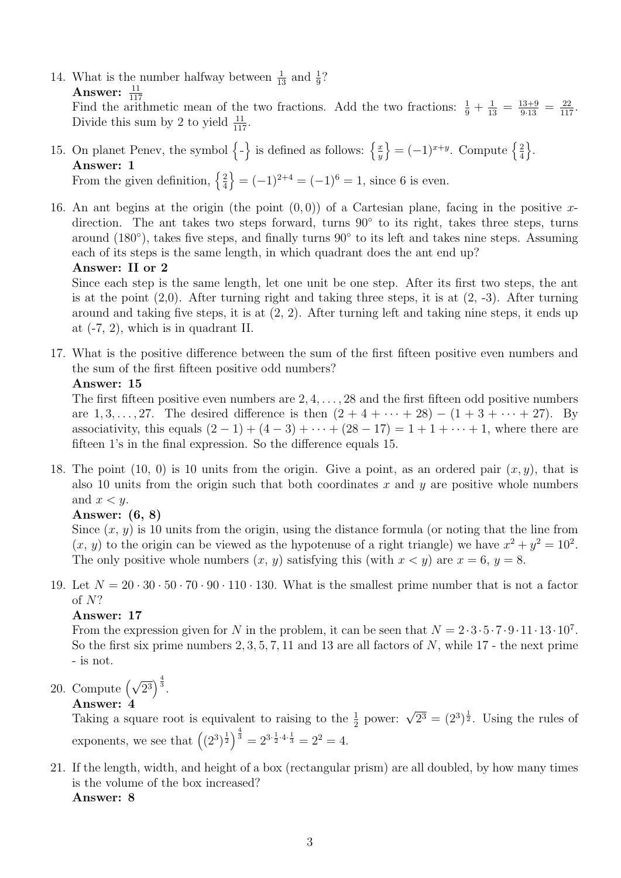14. What is the number halfway between $\frac{1}{13}$ and $\frac{1}{9}$?
**Answer:** $\frac{11}{117}$
Find the arithmetic mean of the two fractions. Add the two fractions: $\frac{1}{9} + \frac{1}{13} = \frac{13+9}{9 \cdot 13} = \frac{22}{117}$. Divide this sum by 2 to yield $\frac{11}{117}$.

15. On planet Penev, the symbol $\left\{ \text{-} \right\}$ is defined as follows: $\left\{ \frac{x}{y} \right\} = (-1)^{x+y}$. Compute $\left\{ \frac{2}{4} \right\}$.
**Answer: 1**
From the given definition, $\left\{ \frac{2}{4} \right\} = (-1)^{2+4} = (-1)^6 = 1$, since 6 is even.

16. An ant begins at the origin (the point $(0, 0)$) of a Cartesian plane, facing in the positive $x$-direction. The ant takes two steps forward, turns $90^\circ$ to its right, takes three steps, turns around ($180^\circ$), takes five steps, and finally turns $90^\circ$ to its left and takes nine steps. Assuming each of its steps is the same length, in which quadrant does the ant end up?
**Answer: II or 2**
Since each step is the same length, let one unit be one step. After its first two steps, the ant is at the point (2,0). After turning right and taking three steps, it is at (2, -3). After turning around and taking five steps, it is at (2, 2). After turning left and taking nine steps, it ends up at (-7, 2), which is in quadrant II.

17. What is the positive difference between the sum of the first fifteen positive even numbers and the sum of the first fifteen positive odd numbers?
**Answer: 15**
The first fifteen positive even numbers are $2, 4, \ldots, 28$ and the first fifteen odd positive numbers are $1, 3, \ldots, 27$. The desired difference is then $(2 + 4 + \cdots + 28) - (1 + 3 + \cdots + 27)$. By associativity, this equals $(2 - 1) + (4 - 3) + \cdots + (28 - 17) = 1 + 1 + \cdots + 1$, where there are fifteen 1's in the final expression. So the difference equals 15.

18. The point (10, 0) is 10 units from the origin. Give a point, as an ordered pair $(x, y)$, that is also 10 units from the origin such that both coordinates $x$ and $y$ are positive whole numbers and $x < y$.
**Answer: (6, 8)**
Since $(x, y)$ is 10 units from the origin, using the distance formula (or noting that the line from $(x, y)$ to the origin can be viewed as the hypotenuse of a right triangle) we have $x^2 + y^2 = 10^2$. The only positive whole numbers $(x, y)$ satisfying this (with $x < y$) are $x = 6$, $y = 8$.

19. Let $N = 20 \cdot 30 \cdot 50 \cdot 70 \cdot 90 \cdot 110 \cdot 130$. What is the smallest prime number that is not a factor of $N$?
**Answer: 17**
From the expression given for $N$ in the problem, it can be seen that $N = 2 \cdot 3 \cdot 5 \cdot 7 \cdot 9 \cdot 11 \cdot 13 \cdot 10^7$. So the first six prime numbers 2, 3, 5, 7, 11 and 13 are all factors of $N$, while 17 - the next prime - is not.

20. Compute $\left(\sqrt{2^3}\right)^{\frac{4}{3}}$.
**Answer: 4**
Taking a square root is equivalent to raising to the $\frac{1}{2}$ power: $\sqrt{2^3} = (2^3)^{\frac{1}{2}}$. Using the rules of exponents, we see that $\left((2^3)^{\frac{1}{2}}\right)^{\frac{4}{3}} = 2^{3 \cdot \frac{1}{2} \cdot 4 \cdot \frac{1}{3}} = 2^2 = 4$.

21. If the length, width, and height of a box (rectangular prism) are all doubled, by how many times is the volume of the box increased?
**Answer: 8**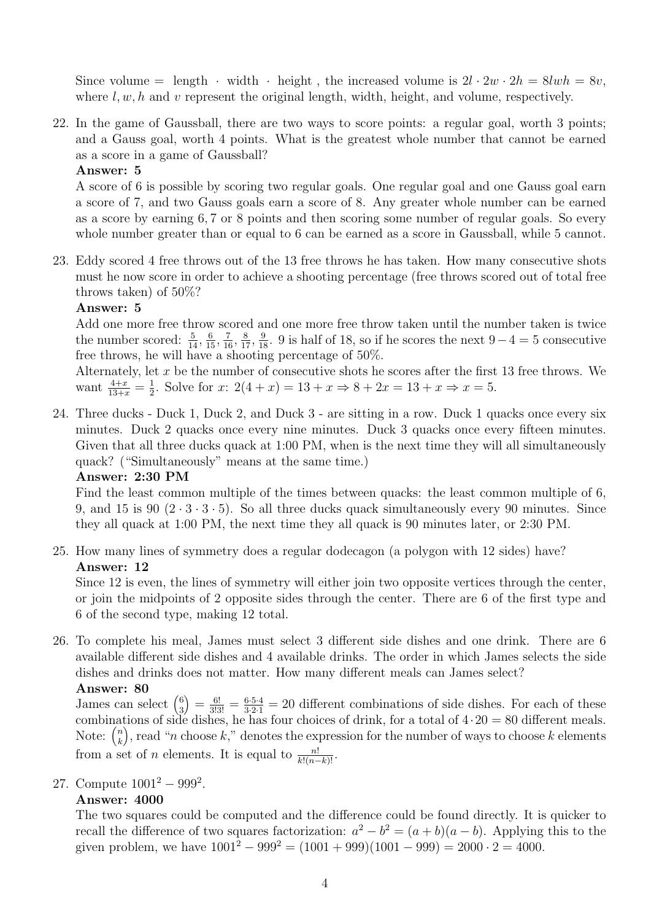Since volume = length $\cdot$ width $\cdot$ height , the increased volume is $2l \cdot 2w \cdot 2h = 8lwh = 8v$, where $l, w, h$ and $v$ represent the original length, width, height, and volume, respectively.

22. In the game of Gaussball, there are two ways to score points: a regular goal, worth 3 points; and a Gauss goal, worth 4 points. What is the greatest whole number that cannot be earned as a score in a game of Gaussball?

    **Answer: 5**

    A score of 6 is possible by scoring two regular goals. One regular goal and one Gauss goal earn a score of 7, and two Gauss goals earn a score of 8. Any greater whole number can be earned as a score by earning $6, 7$ or $8$ points and then scoring some number of regular goals. So every whole number greater than or equal to 6 can be earned as a score in Gaussball, while 5 cannot.

23. Eddy scored 4 free throws out of the 13 free throws he has taken. How many consecutive shots must he now score in order to achieve a shooting percentage (free throws scored out of total free throws taken) of 50%?

    **Answer: 5**

    Add one more free throw scored and one more free throw taken until the number taken is twice the number scored: $\frac{5}{14}, \frac{6}{15}, \frac{7}{16}, \frac{8}{17}, \frac{9}{18}$. 9 is half of 18, so if he scores the next $9 - 4 = 5$ consecutive free throws, he will have a shooting percentage of 50%.

    Alternately, let $x$ be the number of consecutive shots he scores after the first 13 free throws. We want $\frac{4+x}{13+x} = \frac{1}{2}$. Solve for $x$: $2(4 + x) = 13 + x \Rightarrow 8 + 2x = 13 + x \Rightarrow x = 5$.

24. Three ducks - Duck 1, Duck 2, and Duck 3 - are sitting in a row. Duck 1 quacks once every six minutes. Duck 2 quacks once every nine minutes. Duck 3 quacks once every fifteen minutes. Given that all three ducks quack at 1:00 PM, when is the next time they will all simultaneously quack? ("Simultaneously" means at the same time.)

    **Answer: 2:30 PM**

    Find the least common multiple of the times between quacks: the least common multiple of 6, 9, and 15 is 90 $(2 \cdot 3 \cdot 3 \cdot 5)$. So all three ducks quack simultaneously every 90 minutes. Since they all quack at 1:00 PM, the next time they all quack is 90 minutes later, or 2:30 PM.

25. How many lines of symmetry does a regular dodecagon (a polygon with 12 sides) have?

    **Answer: 12**

    Since 12 is even, the lines of symmetry will either join two opposite vertices through the center, or join the midpoints of 2 opposite sides through the center. There are 6 of the first type and 6 of the second type, making 12 total.

26. To complete his meal, James must select 3 different side dishes and one drink. There are 6 available different side dishes and 4 available drinks. The order in which James selects the side dishes and drinks does not matter. How many different meals can James select?

    **Answer: 80**

    James can select $\binom{6}{3} = \frac{6!}{3!3!} = \frac{6 \cdot 5 \cdot 4}{3 \cdot 2 \cdot 1} = 20$ different combinations of side dishes. For each of these combinations of side dishes, he has four choices of drink, for a total of $4 \cdot 20 = 80$ different meals.

    Note: $\binom{n}{k}$, read "$n$ choose $k$," denotes the expression for the number of ways to choose $k$ elements from a set of $n$ elements. It is equal to $\frac{n!}{k!(n-k)!}$.

27. Compute $1001^2 - 999^2$.

    **Answer: 4000**

    The two squares could be computed and the difference could be found directly. It is quicker to recall the difference of two squares factorization: $a^2 - b^2 = (a + b)(a - b)$. Applying this to the given problem, we have $1001^2 - 999^2 = (1001 + 999)(1001 - 999) = 2000 \cdot 2 = 4000$.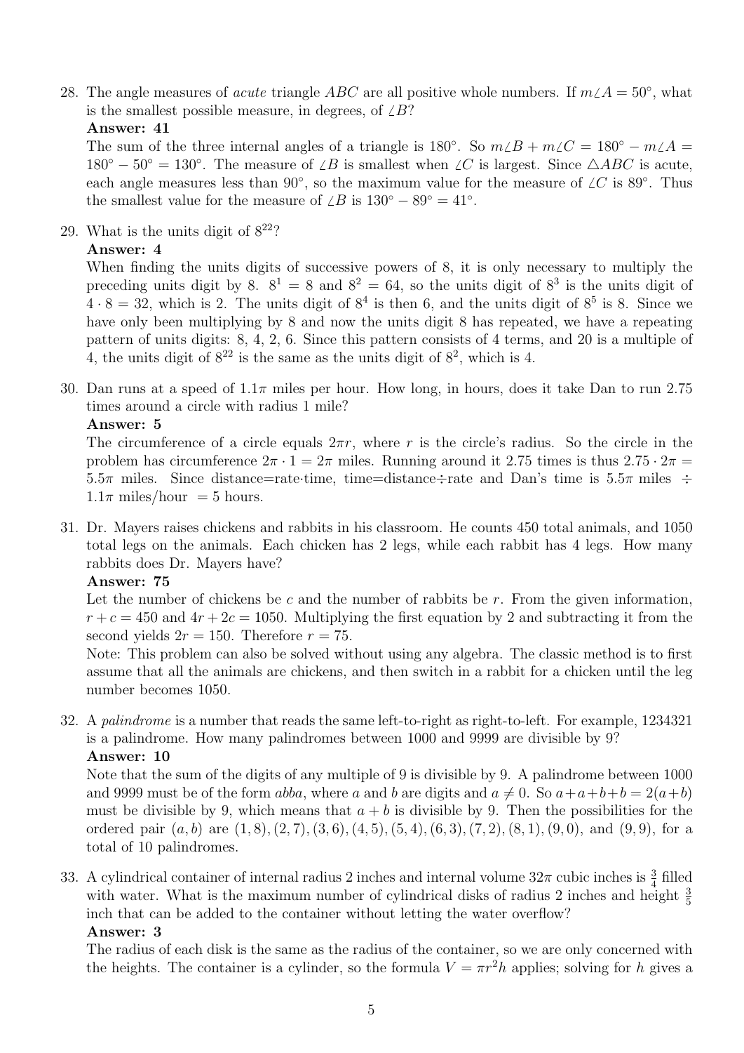28. The angle measures of *acute* triangle $ABC$ are all positive whole numbers. If $m\angle A = 50^\circ$, what is the smallest possible measure, in degrees, of $\angle B$?

**Answer: 41**

The sum of the three internal angles of a triangle is $180^\circ$. So $m\angle B + m\angle C = 180^\circ - m\angle A = 180^\circ - 50^\circ = 130^\circ$. The measure of $\angle B$ is smallest when $\angle C$ is largest. Since $\triangle ABC$ is acute, each angle measures less than $90^\circ$, so the maximum value for the measure of $\angle C$ is $89^\circ$. Thus the smallest value for the measure of $\angle B$ is $130^\circ - 89^\circ = 41^\circ$.

29. What is the units digit of $8^{22}$?

**Answer: 4**

When finding the units digits of successive powers of 8, it is only necessary to multiply the preceding units digit by 8. $8^1 = 8$ and $8^2 = 64$, so the units digit of $8^3$ is the units digit of $4 \cdot 8 = 32$, which is 2. The units digit of $8^4$ is then 6, and the units digit of $8^5$ is 8. Since we have only been multiplying by 8 and now the units digit 8 has repeated, we have a repeating pattern of units digits: 8, 4, 2, 6. Since this pattern consists of 4 terms, and 20 is a multiple of 4, the units digit of $8^{22}$ is the same as the units digit of $8^2$, which is 4.

30. Dan runs at a speed of $1.1\pi$ miles per hour. How long, in hours, does it take Dan to run 2.75 times around a circle with radius 1 mile?

**Answer: 5**

The circumference of a circle equals $2\pi r$, where $r$ is the circle's radius. So the circle in the problem has circumference $2\pi \cdot 1 = 2\pi$ miles. Running around it 2.75 times is thus $2.75 \cdot 2\pi = 5.5\pi$ miles. Since distance=rate·time, time=distance÷rate and Dan's time is $5.5\pi$ miles $\div$ $1.1\pi$ miles/hour $= 5$ hours.

31. Dr. Mayers raises chickens and rabbits in his classroom. He counts 450 total animals, and 1050 total legs on the animals. Each chicken has 2 legs, while each rabbit has 4 legs. How many rabbits does Dr. Mayers have?

**Answer: 75**

Let the number of chickens be $c$ and the number of rabbits be $r$. From the given information, $r + c = 450$ and $4r + 2c = 1050$. Multiplying the first equation by 2 and subtracting it from the second yields $2r = 150$. Therefore $r = 75$.

Note: This problem can also be solved without using any algebra. The classic method is to first assume that all the animals are chickens, and then switch in a rabbit for a chicken until the leg number becomes 1050.

32. A *palindrome* is a number that reads the same left-to-right as right-to-left. For example, 1234321 is a palindrome. How many palindromes between 1000 and 9999 are divisible by 9?

**Answer: 10**

Note that the sum of the digits of any multiple of 9 is divisible by 9. A palindrome between 1000 and 9999 must be of the form $abba$, where $a$ and $b$ are digits and $a \neq 0$. So $a + a + b + b = 2(a + b)$ must be divisible by 9, which means that $a + b$ is divisible by 9. Then the possibilities for the ordered pair $(a, b)$ are $(1, 8), (2, 7), (3, 6), (4, 5), (5, 4), (6, 3), (7, 2), (8, 1), (9, 0)$, and $(9, 9)$, for a total of 10 palindromes.

33. A cylindrical container of internal radius 2 inches and internal volume $32\pi$ cubic inches is $\frac{3}{4}$ filled with water. What is the maximum number of cylindrical disks of radius 2 inches and height $\frac{3}{5}$ inch that can be added to the container without letting the water overflow?

**Answer: 3**

The radius of each disk is the same as the radius of the container, so we are only concerned with the heights. The container is a cylinder, so the formula $V = \pi r^2 h$ applies; solving for $h$ gives a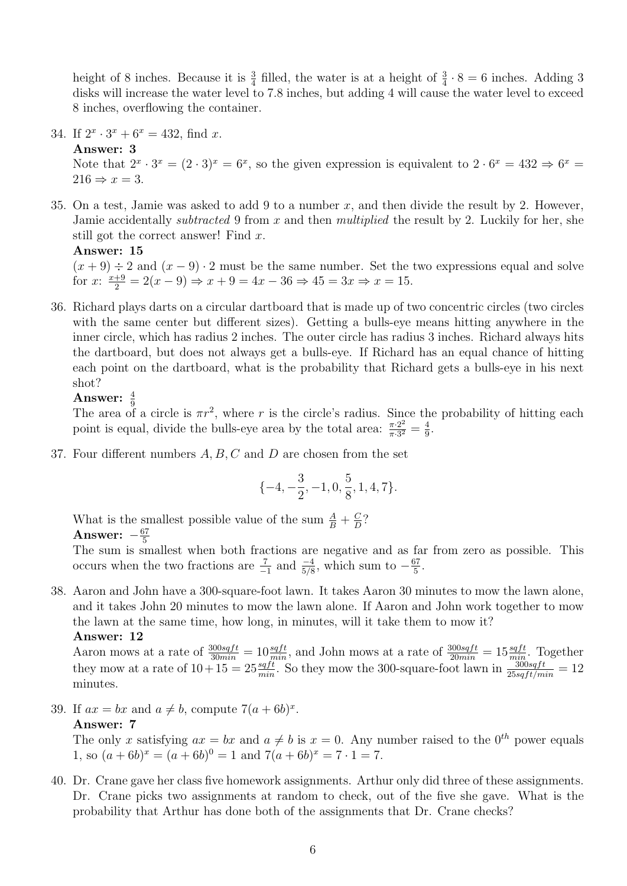height of 8 inches. Because it is $\frac{3}{4}$ filled, the water is at a height of $\frac{3}{4} \cdot 8 = 6$ inches. Adding 3 disks will increase the water level to 7.8 inches, but adding 4 will cause the water level to exceed 8 inches, overflowing the container.

34. If $2^x \cdot 3^x + 6^x = 432$, find $x$.
   **Answer: 3**
   Note that $2^x \cdot 3^x = (2 \cdot 3)^x = 6^x$, so the given expression is equivalent to $2 \cdot 6^x = 432 \Rightarrow 6^x = 216 \Rightarrow x = 3$.

35. On a test, Jamie was asked to add 9 to a number $x$, and then divide the result by 2. However, Jamie accidentally *subtracted* 9 from $x$ and then *multiplied* the result by 2. Luckily for her, she still got the correct answer! Find $x$.
   **Answer: 15**
   $(x + 9) \div 2$ and $(x - 9) \cdot 2$ must be the same number. Set the two expressions equal and solve for $x$: $\frac{x+9}{2} = 2(x - 9) \Rightarrow x + 9 = 4x - 36 \Rightarrow 45 = 3x \Rightarrow x = 15$.

36. Richard plays darts on a circular dartboard that is made up of two concentric circles (two circles with the same center but different sizes). Getting a bulls-eye means hitting anywhere in the inner circle, which has radius 2 inches. The outer circle has radius 3 inches. Richard always hits the dartboard, but does not always get a bulls-eye. If Richard has an equal chance of hitting each point on the dartboard, what is the probability that Richard gets a bulls-eye in his next shot?
   **Answer:** $\frac{4}{9}$
   The area of a circle is $\pi r^2$, where $r$ is the circle's radius. Since the probability of hitting each point is equal, divide the bulls-eye area by the total area: $\frac{\pi \cdot 2^2}{\pi \cdot 3^2} = \frac{4}{9}$.

37. Four different numbers $A, B, C$ and $D$ are chosen from the set
$$\{-4, -\frac{3}{2}, -1, 0, \frac{5}{8}, 1, 4, 7\}.$$
   What is the smallest possible value of the sum $\frac{A}{B} + \frac{C}{D}$?
   **Answer:** $-\frac{67}{5}$
   The sum is smallest when both fractions are negative and as far from zero as possible. This occurs when the two fractions are $\frac{7}{-1}$ and $\frac{-4}{5/8}$, which sum to $-\frac{67}{5}$.

38. Aaron and John have a 300-square-foot lawn. It takes Aaron 30 minutes to mow the lawn alone, and it takes John 20 minutes to mow the lawn alone. If Aaron and John work together to mow the lawn at the same time, how long, in minutes, will it take them to mow it?
   **Answer: 12**
   Aaron mows at a rate of $\frac{300sqft}{30min} = 10\frac{sqft}{min}$, and John mows at a rate of $\frac{300sqft}{20min} = 15\frac{sqft}{min}$. Together they mow at a rate of $10 + 15 = 25\frac{sqft}{min}$. So they mow the 300-square-foot lawn in $\frac{300sqft}{25sqft/min} = 12$ minutes.

39. If $ax = bx$ and $a \neq b$, compute $7(a + 6b)^x$.
   **Answer: 7**
   The only $x$ satisfying $ax = bx$ and $a \neq b$ is $x = 0$. Any number raised to the $0^{th}$ power equals 1, so $(a + 6b)^x = (a + 6b)^0 = 1$ and $7(a + 6b)^x = 7 \cdot 1 = 7$.

40. Dr. Crane gave her class five homework assignments. Arthur only did three of these assignments. Dr. Crane picks two assignments at random to check, out of the five she gave. What is the probability that Arthur has done both of the assignments that Dr. Crane checks?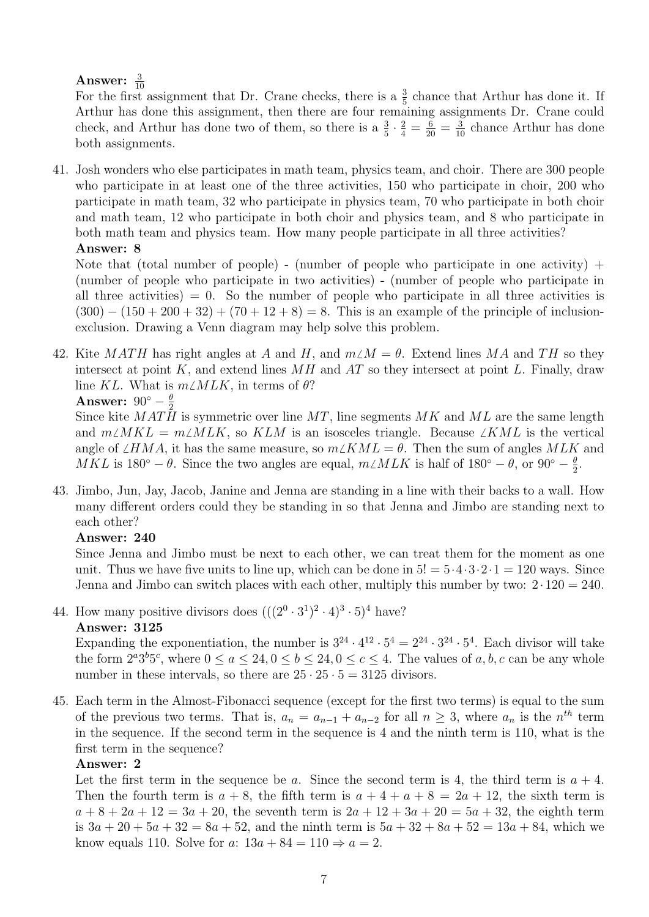**Answer:** $\frac{3}{10}$

For the first assignment that Dr. Crane checks, there is a $\frac{3}{5}$ chance that Arthur has done it. If Arthur has done this assignment, then there are four remaining assignments Dr. Crane could check, and Arthur has done two of them, so there is a $\frac{3}{5} \cdot \frac{2}{4} = \frac{6}{20} = \frac{3}{10}$ chance Arthur has done both assignments.

41. Josh wonders who else participates in math team, physics team, and choir. There are 300 people who participate in at least one of the three activities, 150 who participate in choir, 200 who participate in math team, 32 who participate in physics team, 70 who participate in both choir and math team, 12 who participate in both choir and physics team, and 8 who participate in both math team and physics team. How many people participate in all three activities?

    **Answer: 8**

    Note that (total number of people) - (number of people who participate in one activity) + (number of people who participate in two activities) - (number of people who participate in all three activities) = 0. So the number of people who participate in all three activities is $(300) - (150 + 200 + 32) + (70 + 12 + 8) = 8$. This is an example of the principle of inclusion-exclusion. Drawing a Venn diagram may help solve this problem.

42. Kite $MATH$ has right angles at $A$ and $H$, and $m\angle M = \theta$. Extend lines $MA$ and $TH$ so they intersect at point $K$, and extend lines $MH$ and $AT$ so they intersect at point $L$. Finally, draw line $KL$. What is $m\angle MLK$, in terms of $\theta$?

    **Answer:** $90^\circ - \frac{\theta}{2}$

    Since kite $MATH$ is symmetric over line $MT$, line segments $MK$ and $ML$ are the same length and $m\angle MKL = m\angle MLK$, so $KLM$ is an isosceles triangle. Because $\angle KML$ is the vertical angle of $\angle HMA$, it has the same measure, so $m\angle KML = \theta$. Then the sum of angles $MLK$ and $MKL$ is $180^\circ - \theta$. Since the two angles are equal, $m\angle MLK$ is half of $180^\circ - \theta$, or $90^\circ - \frac{\theta}{2}$.

43. Jimbo, Jun, Jay, Jacob, Janine and Jenna are standing in a line with their backs to a wall. How many different orders could they be standing in so that Jenna and Jimbo are standing next to each other?

    **Answer: 240**

    Since Jenna and Jimbo must be next to each other, we can treat them for the moment as one unit. Thus we have five units to line up, which can be done in $5! = 5 \cdot 4 \cdot 3 \cdot 2 \cdot 1 = 120$ ways. Since Jenna and Jimbo can switch places with each other, multiply this number by two: $2 \cdot 120 = 240$.

44. How many positive divisors does $(((2^0 \cdot 3^1)^2 \cdot 4)^3 \cdot 5)^4$ have?

    **Answer: 3125**

    Expanding the exponentiation, the number is $3^{24} \cdot 4^{12} \cdot 5^4 = 2^{24} \cdot 3^{24} \cdot 5^4$. Each divisor will take the form $2^a 3^b 5^c$, where $0 \le a \le 24, 0 \le b \le 24, 0 \le c \le 4$. The values of $a, b, c$ can be any whole number in these intervals, so there are $25 \cdot 25 \cdot 5 = 3125$ divisors.

45. Each term in the Almost-Fibonacci sequence (except for the first two terms) is equal to the sum of the previous two terms. That is, $a_n = a_{n-1} + a_{n-2}$ for all $n \ge 3$, where $a_n$ is the $n^{th}$ term in the sequence. If the second term in the sequence is 4 and the ninth term is 110, what is the first term in the sequence?

    **Answer: 2**

    Let the first term in the sequence be $a$. Since the second term is 4, the third term is $a + 4$. Then the fourth term is $a + 8$, the fifth term is $a + 4 + a + 8 = 2a + 12$, the sixth term is $a + 8 + 2a + 12 = 3a + 20$, the seventh term is $2a + 12 + 3a + 20 = 5a + 32$, the eighth term is $3a + 20 + 5a + 32 = 8a + 52$, and the ninth term is $5a + 32 + 8a + 52 = 13a + 84$, which we know equals 110. Solve for $a$: $13a + 84 = 110 \Rightarrow a = 2$.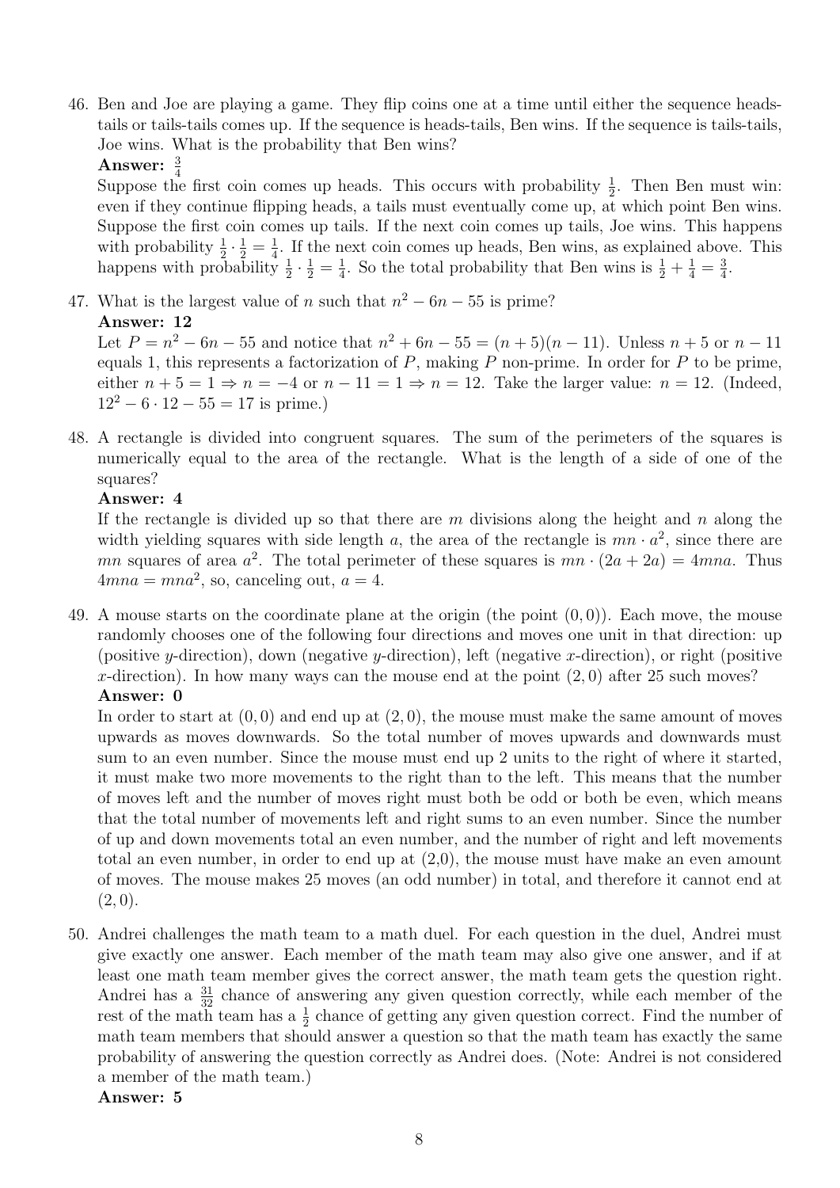46. Ben and Joe are playing a game. They flip coins one at a time until either the sequence heads-tails or tails-tails comes up. If the sequence is heads-tails, Ben wins. If the sequence is tails-tails, Joe wins. What is the probability that Ben wins?

**Answer:** $\frac{3}{4}$

Suppose the first coin comes up heads. This occurs with probability $\frac{1}{2}$. Then Ben must win: even if they continue flipping heads, a tails must eventually come up, at which point Ben wins. Suppose the first coin comes up tails. If the next coin comes up tails, Joe wins. This happens with probability $\frac{1}{2} \cdot \frac{1}{2} = \frac{1}{4}$. If the next coin comes up heads, Ben wins, as explained above. This happens with probability $\frac{1}{2} \cdot \frac{1}{2} = \frac{1}{4}$. So the total probability that Ben wins is $\frac{1}{2} + \frac{1}{4} = \frac{3}{4}$.

47. What is the largest value of $n$ such that $n^2 - 6n - 55$ is prime?

**Answer: 12**

Let $P = n^2 - 6n - 55$ and notice that $n^2 + 6n - 55 = (n+5)(n-11)$. Unless $n+5$ or $n-11$ equals 1, this represents a factorization of $P$, making $P$ non-prime. In order for $P$ to be prime, either $n + 5 = 1 \Rightarrow n = -4$ or $n - 11 = 1 \Rightarrow n = 12$. Take the larger value: $n = 12$. (Indeed, $12^2 - 6 \cdot 12 - 55 = 17$ is prime.)

48. A rectangle is divided into congruent squares. The sum of the perimeters of the squares is numerically equal to the area of the rectangle. What is the length of a side of one of the squares?

**Answer: 4**

If the rectangle is divided up so that there are $m$ divisions along the height and $n$ along the width yielding squares with side length $a$, the area of the rectangle is $mn \cdot a^2$, since there are $mn$ squares of area $a^2$. The total perimeter of these squares is $mn \cdot (2a + 2a) = 4mna$. Thus $4mna = mna^2$, so, canceling out, $a = 4$.

49. A mouse starts on the coordinate plane at the origin (the point $(0,0)$). Each move, the mouse randomly chooses one of the following four directions and moves one unit in that direction: up (positive $y$-direction), down (negative $y$-direction), left (negative $x$-direction), or right (positive $x$-direction). In how many ways can the mouse end at the point $(2,0)$ after 25 such moves?

**Answer: 0**

In order to start at $(0,0)$ and end up at $(2,0)$, the mouse must make the same amount of moves upwards as moves downwards. So the total number of moves upwards and downwards must sum to an even number. Since the mouse must end up 2 units to the right of where it started, it must make two more movements to the right than to the left. This means that the number of moves left and the number of moves right must both be odd or both be even, which means that the total number of movements left and right sums to an even number. Since the number of up and down movements total an even number, and the number of right and left movements total an even number, in order to end up at (2,0), the mouse must have make an even amount of moves. The mouse makes 25 moves (an odd number) in total, and therefore it cannot end at $(2,0)$.

50. Andrei challenges the math team to a math duel. For each question in the duel, Andrei must give exactly one answer. Each member of the math team may also give one answer, and if at least one math team member gives the correct answer, the math team gets the question right. Andrei has a $\frac{31}{32}$ chance of answering any given question correctly, while each member of the rest of the math team has a $\frac{1}{2}$ chance of getting any given question correct. Find the number of math team members that should answer a question so that the math team has exactly the same probability of answering the question correctly as Andrei does. (Note: Andrei is not considered a member of the math team.)

**Answer: 5**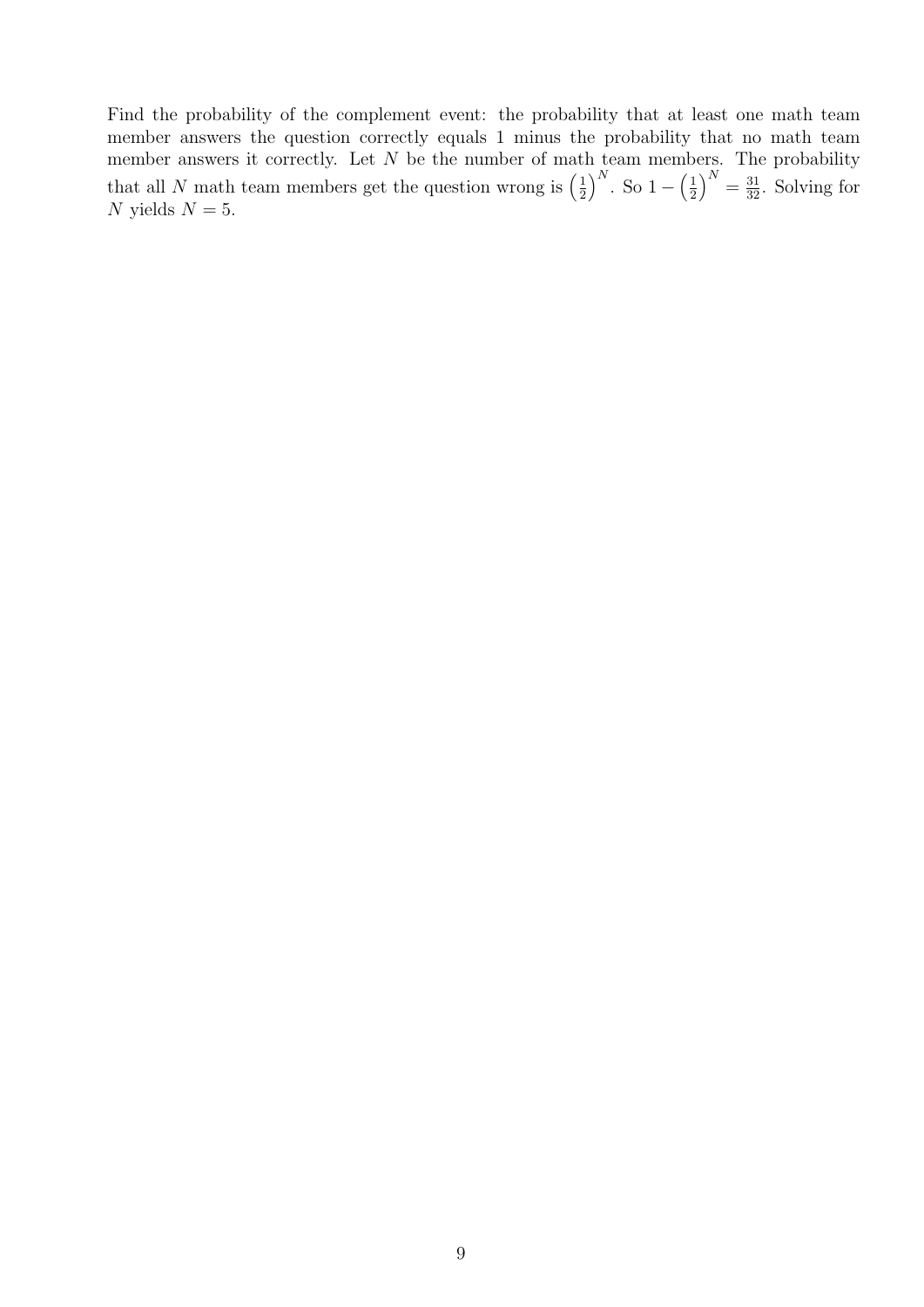Find the probability of the complement event: the probability that at least one math team member answers the question correctly equals 1 minus the probability that no math team member answers it correctly. Let $N$ be the number of math team members. The probability that all $N$ math team members get the question wrong is $\left(\frac{1}{2}\right)^N$. So $1 - \left(\frac{1}{2}\right)^N = \frac{31}{32}$. Solving for $N$ yields $N = 5$.